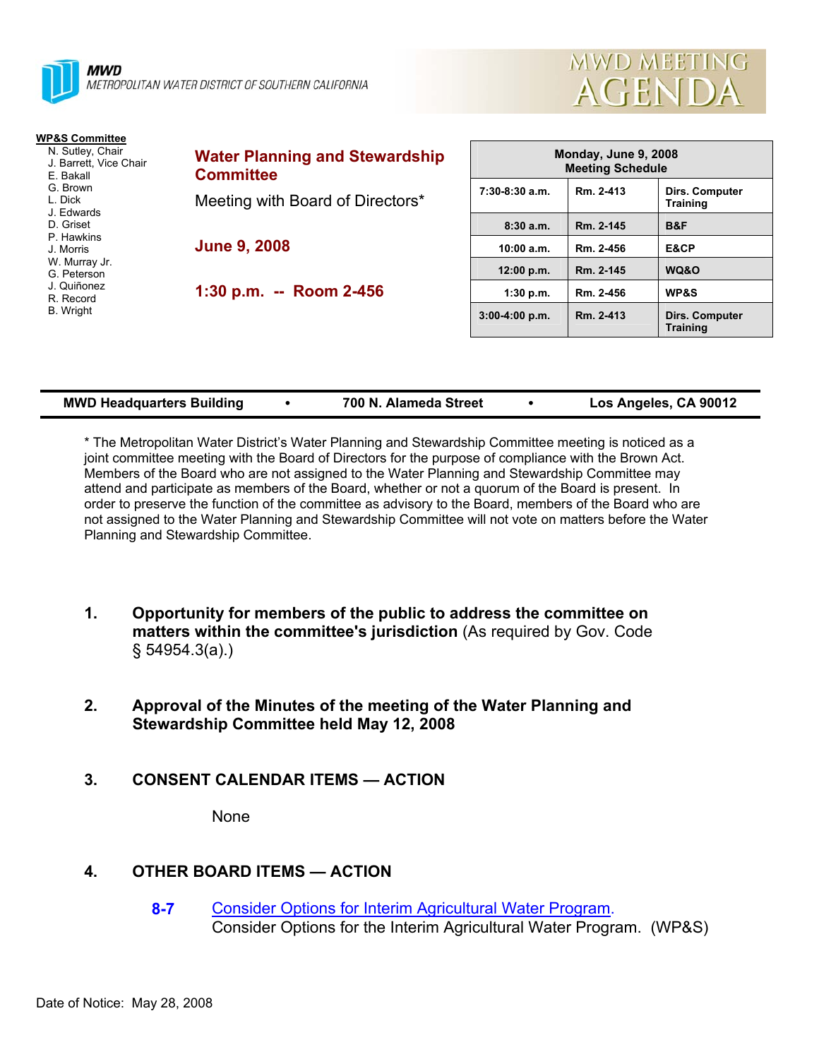**MWD**
METROPOLITAN WATER DISTRICT OF SOUTHERN CALIFORNIA

# MWD MEETING AGENDA

**WP&S Committee**
N. Sutley, Chair
J. Barrett, Vice Chair
E. Bakall
G. Brown
L. Dick
J. Edwards
D. Griset
P. Hawkins
J. Morris
W. Murray Jr.
G. Peterson
J. Quiñonez
R. Record
B. Wright

## Water Planning and Stewardship Committee

Meeting with Board of Directors*

**June 9, 2008**

**1:30 p.m. -- Room 2-456**

| Monday, June 9, 2008 Meeting Schedule | | |
|---|---|---|
| 7:30-8:30 a.m. | Rm. 2-413 | Dirs. Computer Training |
| 8:30 a.m. | Rm. 2-145 | B&F |
| 10:00 a.m. | Rm. 2-456 | E&CP |
| 12:00 p.m. | Rm. 2-145 | WQ&O |
| 1:30 p.m. | Rm. 2-456 | WP&S |
| 3:00-4:00 p.m. | Rm. 2-413 | Dirs. Computer Training |

**MWD Headquarters Building • 700 N. Alameda Street • Los Angeles, CA 90012**

* The Metropolitan Water District's Water Planning and Stewardship Committee meeting is noticed as a joint committee meeting with the Board of Directors for the purpose of compliance with the Brown Act. Members of the Board who are not assigned to the Water Planning and Stewardship Committee may attend and participate as members of the Board, whether or not a quorum of the Board is present. In order to preserve the function of the committee as advisory to the Board, members of the Board who are not assigned to the Water Planning and Stewardship Committee will not vote on matters before the Water Planning and Stewardship Committee.

1. **Opportunity for members of the public to address the committee on matters within the committee's jurisdiction** (As required by Gov. Code § 54954.3(a).)

2. **Approval of the Minutes of the meeting of the Water Planning and Stewardship Committee held May 12, 2008**

3. **CONSENT CALENDAR ITEMS — ACTION**

   None

4. **OTHER BOARD ITEMS — ACTION**

   **8-7** Consider Options for Interim Agricultural Water Program.
   Consider Options for the Interim Agricultural Water Program. (WP&S)

Date of Notice: May 28, 2008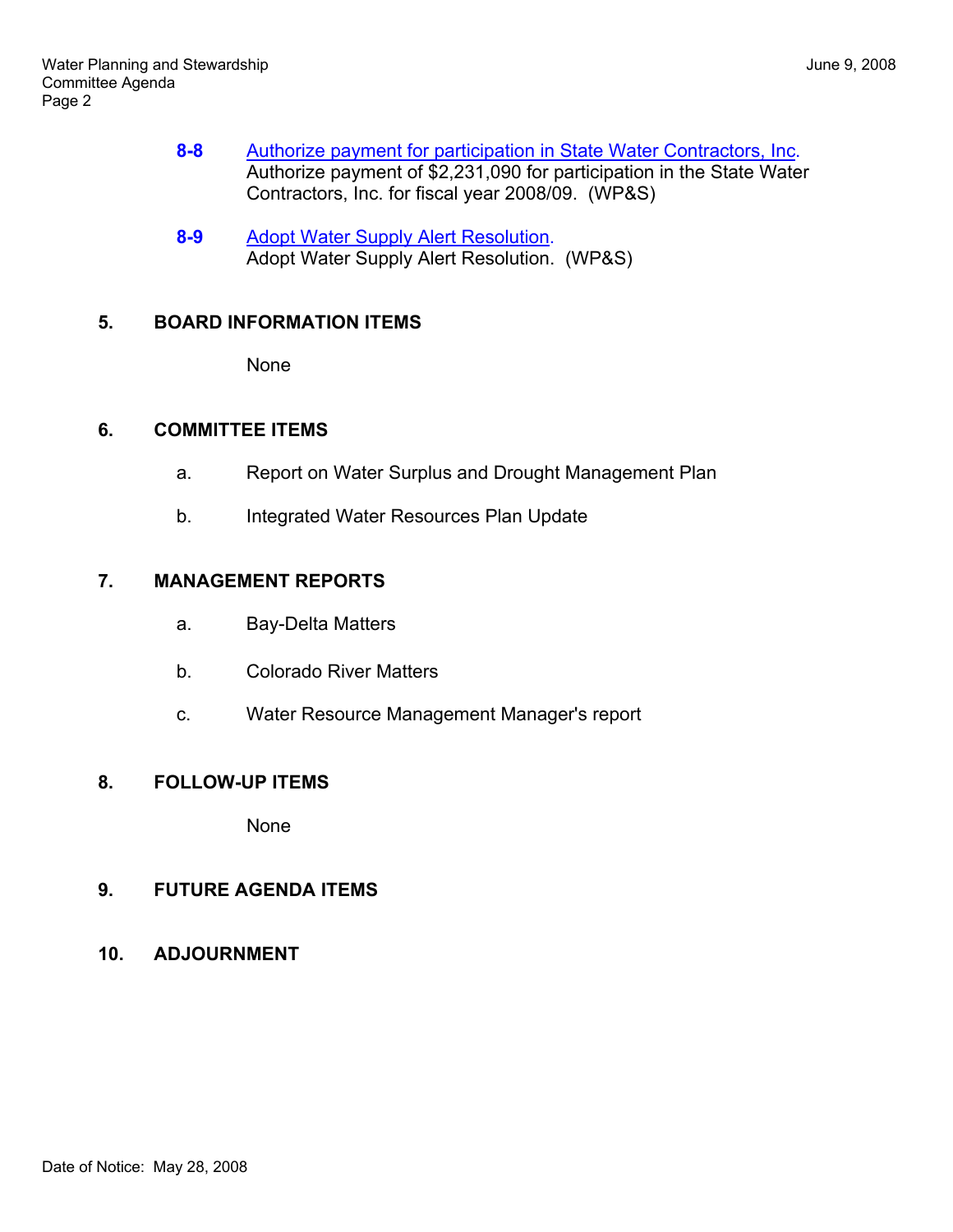**8-8** Authorize payment for participation in State Water Contractors, Inc.
Authorize payment of $2,231,090 for participation in the State Water Contractors, Inc. for fiscal year 2008/09. (WP&S)

**8-9** Adopt Water Supply Alert Resolution.
Adopt Water Supply Alert Resolution. (WP&S)

## 5. BOARD INFORMATION ITEMS

None

## 6. COMMITTEE ITEMS

a. Report on Water Surplus and Drought Management Plan

b. Integrated Water Resources Plan Update

## 7. MANAGEMENT REPORTS

a. Bay-Delta Matters

b. Colorado River Matters

c. Water Resource Management Manager's report

## 8. FOLLOW-UP ITEMS

None

## 9. FUTURE AGENDA ITEMS

## 10. ADJOURNMENT

Date of Notice: May 28, 2008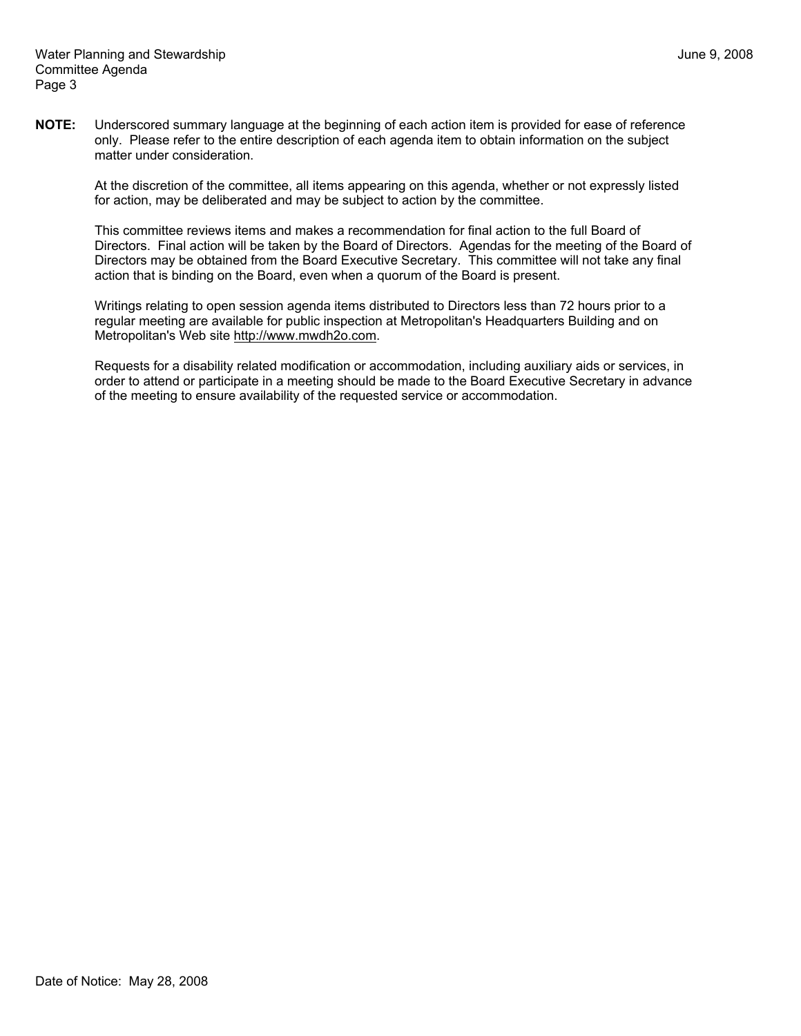**NOTE:** Underscored summary language at the beginning of each action item is provided for ease of reference only. Please refer to the entire description of each agenda item to obtain information on the subject matter under consideration.

At the discretion of the committee, all items appearing on this agenda, whether or not expressly listed for action, may be deliberated and may be subject to action by the committee.

This committee reviews items and makes a recommendation for final action to the full Board of Directors. Final action will be taken by the Board of Directors. Agendas for the meeting of the Board of Directors may be obtained from the Board Executive Secretary. This committee will not take any final action that is binding on the Board, even when a quorum of the Board is present.

Writings relating to open session agenda items distributed to Directors less than 72 hours prior to a regular meeting are available for public inspection at Metropolitan's Headquarters Building and on Metropolitan's Web site http://www.mwdh2o.com.

Requests for a disability related modification or accommodation, including auxiliary aids or services, in order to attend or participate in a meeting should be made to the Board Executive Secretary in advance of the meeting to ensure availability of the requested service or accommodation.

Date of Notice: May 28, 2008